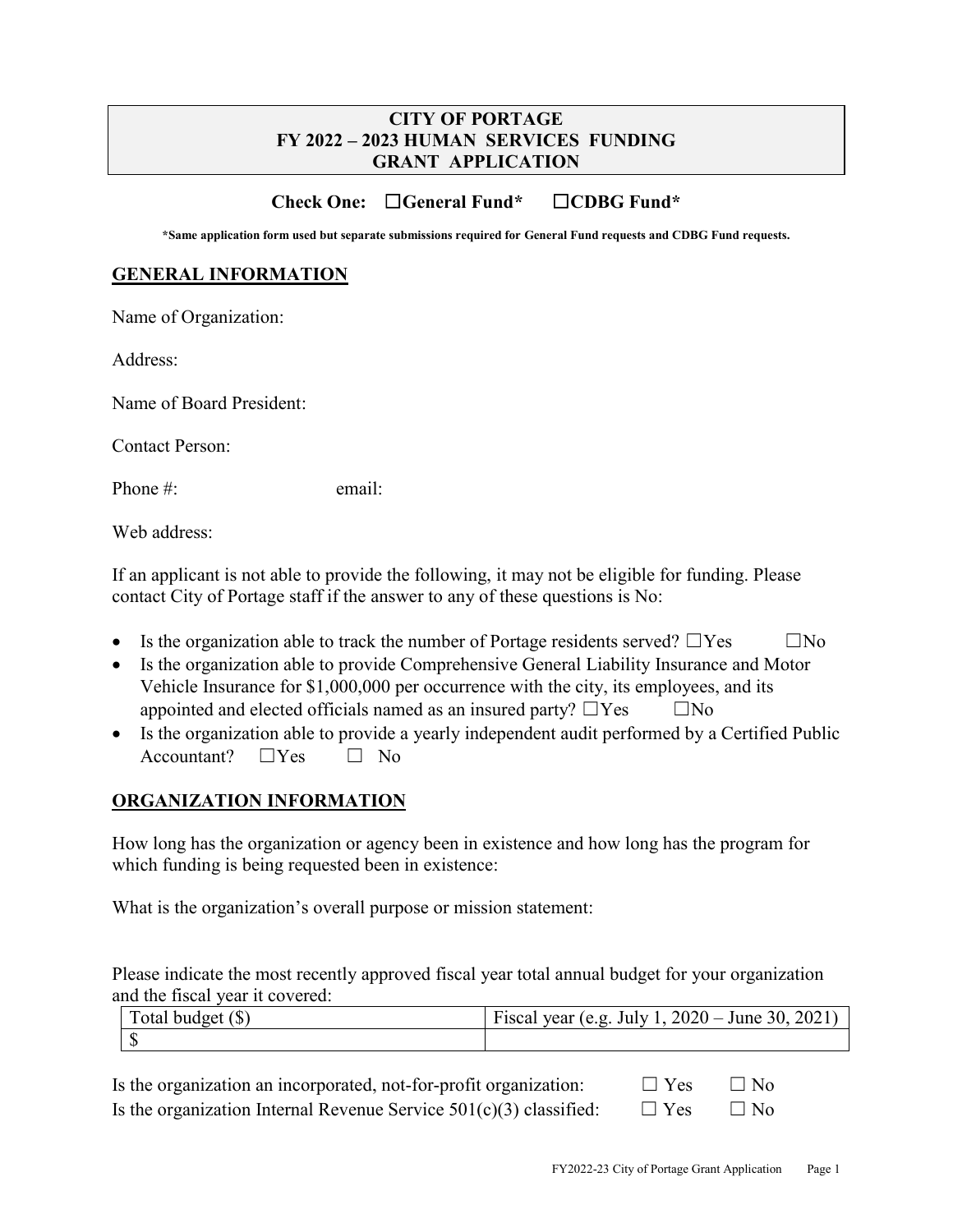# CITY OF PORTAGE
# FY 2022 – 2023 HUMAN SERVICES FUNDING
# GRANT APPLICATION

**Check One: ☐General Fund\* ☐CDBG Fund\***

***Same application form used but separate submissions required for General Fund requests and CDBG Fund requests.**

## GENERAL INFORMATION

Name of Organization:

Address:

Name of Board President:

Contact Person:

Phone #: email:

Web address:

If an applicant is not able to provide the following, it may not be eligible for funding. Please contact City of Portage staff if the answer to any of these questions is No:

- Is the organization able to track the number of Portage residents served? ☐Yes ☐No
- Is the organization able to provide Comprehensive General Liability Insurance and Motor Vehicle Insurance for $1,000,000 per occurrence with the city, its employees, and its appointed and elected officials named as an insured party? ☐Yes ☐No
- Is the organization able to provide a yearly independent audit performed by a Certified Public Accountant? ☐Yes ☐ No

## ORGANIZATION INFORMATION

How long has the organization or agency been in existence and how long has the program for which funding is being requested been in existence:

What is the organization's overall purpose or mission statement:

Please indicate the most recently approved fiscal year total annual budget for your organization and the fiscal year it covered:

| Total budget ($) | Fiscal year (e.g. July 1, 2020 – June 30, 2021) |
| --- | --- |
| $ | |

Is the organization an incorporated, not-for-profit organization: ☐ Yes ☐ No

Is the organization Internal Revenue Service 501(c)(3) classified: ☐ Yes ☐ No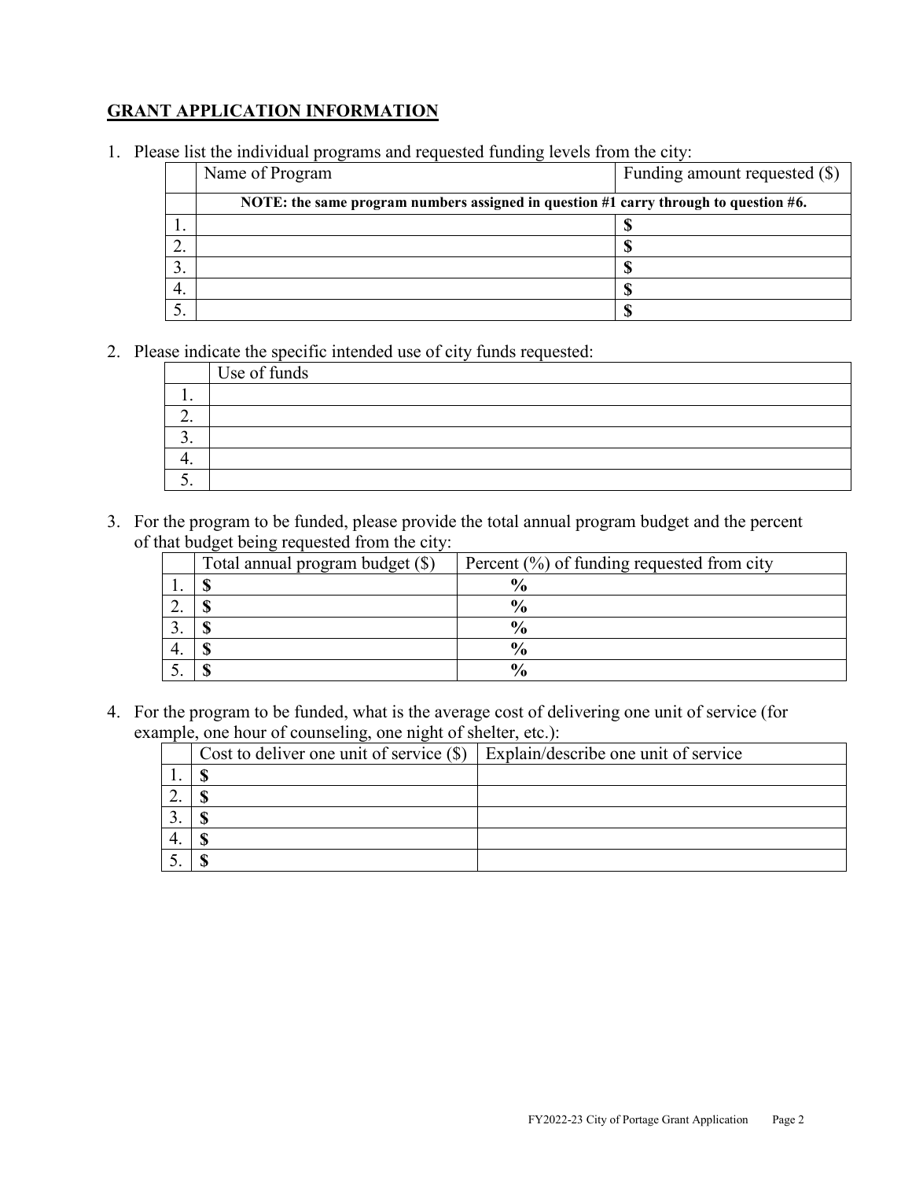## GRANT APPLICATION INFORMATION

1. Please list the individual programs and requested funding levels from the city:

| | Name of Program | Funding amount requested ($) |
|---|---|---|
| | **NOTE: the same program numbers assigned in question #1 carry through to question #6.** | |
| 1. | | **$** |
| 2. | | **$** |
| 3. | | **$** |
| 4. | | **$** |
| 5. | | **$** |

2. Please indicate the specific intended use of city funds requested:

| | Use of funds |
|---|---|
| 1. | |
| 2. | |
| 3. | |
| 4. | |
| 5. | |

3. For the program to be funded, please provide the total annual program budget and the percent of that budget being requested from the city:

| | Total annual program budget ($) | Percent (%) of funding requested from city |
|---|---|---|
| 1. | **$** | **%** |
| 2. | **$** | **%** |
| 3. | **$** | **%** |
| 4. | **$** | **%** |
| 5. | **$** | **%** |

4. For the program to be funded, what is the average cost of delivering one unit of service (for example, one hour of counseling, one night of shelter, etc.):

| | Cost to deliver one unit of service ($) | Explain/describe one unit of service |
|---|---|---|
| 1. | **$** | |
| 2. | **$** | |
| 3. | **$** | |
| 4. | **$** | |
| 5. | **$** | |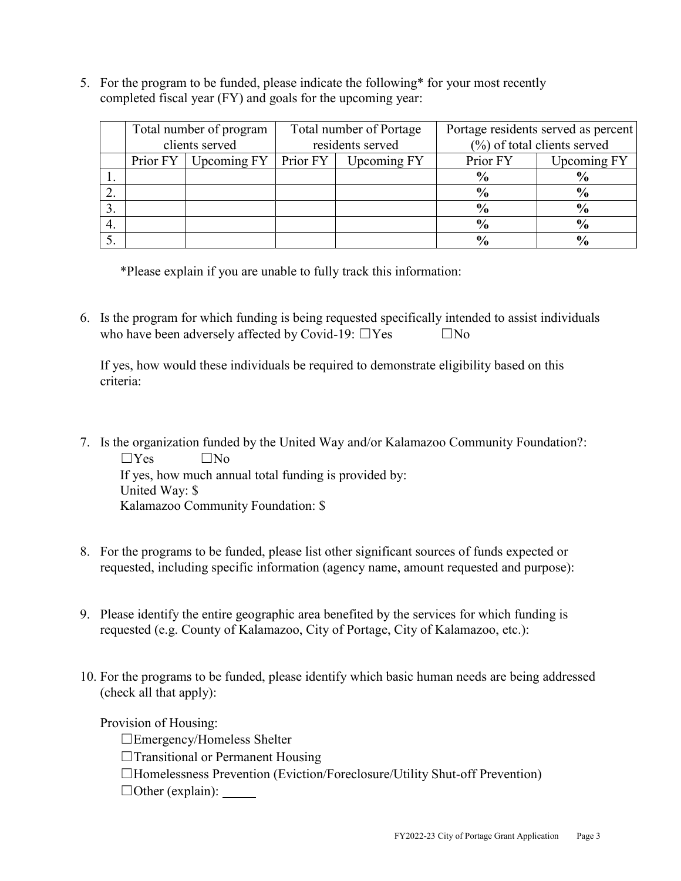5. For the program to be funded, please indicate the following* for your most recently completed fiscal year (FY) and goals for the upcoming year:

| | Total number of program clients served | | Total number of Portage residents served | | Portage residents served as percent (%) of total clients served | |
|---|---|---|---|---|---|---|
| | Prior FY | Upcoming FY | Prior FY | Upcoming FY | Prior FY | Upcoming FY |
| 1. | | | | | % | % |
| 2. | | | | | % | % |
| 3. | | | | | % | % |
| 4. | | | | | % | % |
| 5. | | | | | % | % |

*Please explain if you are unable to fully track this information:

6. Is the program for which funding is being requested specifically intended to assist individuals who have been adversely affected by Covid-19: ☐Yes ☐No

   If yes, how would these individuals be required to demonstrate eligibility based on this criteria:

7. Is the organization funded by the United Way and/or Kalamazoo Community Foundation?:
   ☐Yes ☐No
   If yes, how much annual total funding is provided by:
   United Way: $
   Kalamazoo Community Foundation: $

8. For the programs to be funded, please list other significant sources of funds expected or requested, including specific information (agency name, amount requested and purpose):

9. Please identify the entire geographic area benefited by the services for which funding is requested (e.g. County of Kalamazoo, City of Portage, City of Kalamazoo, etc.):

10. For the programs to be funded, please identify which basic human needs are being addressed (check all that apply):

    Provision of Housing:
    ☐Emergency/Homeless Shelter
    ☐Transitional or Permanent Housing
    ☐Homelessness Prevention (Eviction/Foreclosure/Utility Shut-off Prevention)
    ☐Other (explain): _____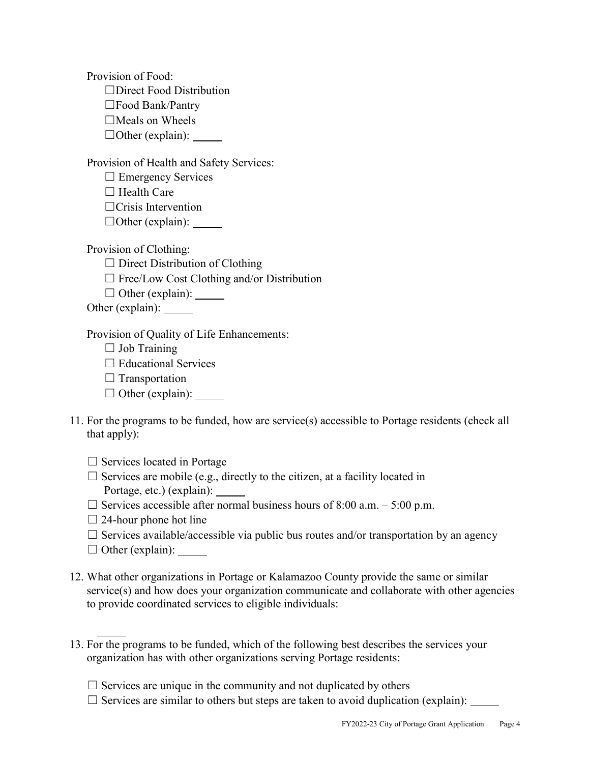Provision of Food:

- ☐Direct Food Distribution
- ☐Food Bank/Pantry
- ☐Meals on Wheels
- ☐Other (explain): _____

Provision of Health and Safety Services:

- ☐ Emergency Services
- ☐ Health Care
- ☐Crisis Intervention
- ☐Other (explain): _____

Provision of Clothing:

- ☐ Direct Distribution of Clothing
- ☐ Free/Low Cost Clothing and/or Distribution
- ☐ Other (explain): _____

Other (explain): _____

Provision of Quality of Life Enhancements:

- ☐ Job Training
- ☐ Educational Services
- ☐ Transportation
- ☐ Other (explain): _____

11. For the programs to be funded, how are service(s) accessible to Portage residents (check all that apply):

    - ☐ Services located in Portage
    - ☐ Services are mobile (e.g., directly to the citizen, at a facility located in Portage, etc.) (explain): _____
    - ☐ Services accessible after normal business hours of 8:00 a.m. – 5:00 p.m.
    - ☐ 24-hour phone hot line
    - ☐ Services available/accessible via public bus routes and/or transportation by an agency
    - ☐ Other (explain): _____

12. What other organizations in Portage or Kalamazoo County provide the same or similar service(s) and how does your organization communicate and collaborate with other agencies to provide coordinated services to eligible individuals:

    _____

13. For the programs to be funded, which of the following best describes the services your organization has with other organizations serving Portage residents:

    - ☐ Services are unique in the community and not duplicated by others
    - ☐ Services are similar to others but steps are taken to avoid duplication (explain): _____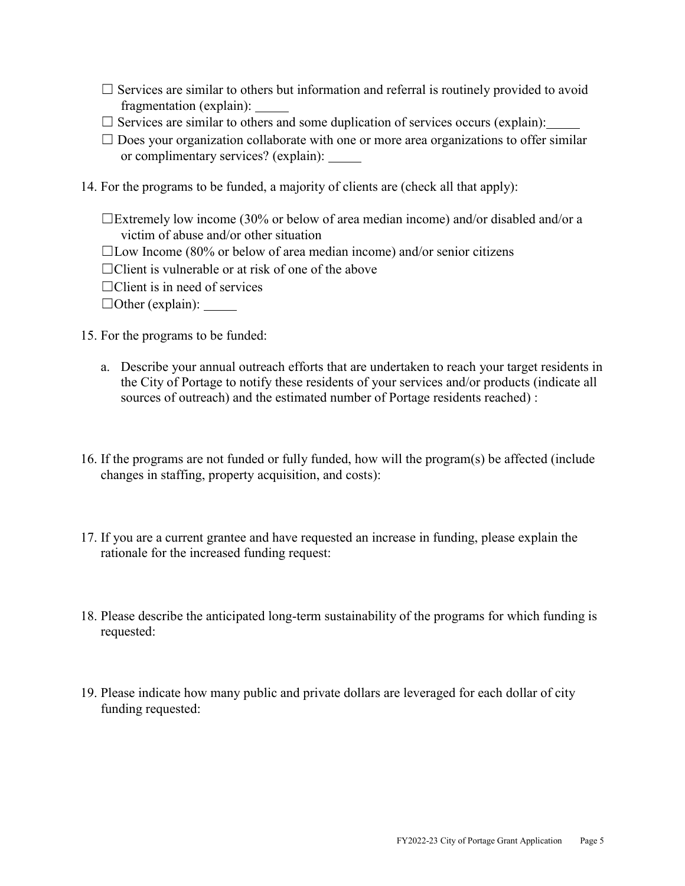☐ Services are similar to others but information and referral is routinely provided to avoid fragmentation (explain): _____

☐ Services are similar to others and some duplication of services occurs (explain): _____

☐ Does your organization collaborate with one or more area organizations to offer similar or complimentary services? (explain): _____

14. For the programs to be funded, a majority of clients are (check all that apply):

☐Extremely low income (30% or below of area median income) and/or disabled and/or a victim of abuse and/or other situation

☐Low Income (80% or below of area median income) and/or senior citizens

☐Client is vulnerable or at risk of one of the above

☐Client is in need of services

☐Other (explain): _____

15. For the programs to be funded:

    a. Describe your annual outreach efforts that are undertaken to reach your target residents in the City of Portage to notify these residents of your services and/or products (indicate all sources of outreach) and the estimated number of Portage residents reached) :

16. If the programs are not funded or fully funded, how will the program(s) be affected (include changes in staffing, property acquisition, and costs):

17. If you are a current grantee and have requested an increase in funding, please explain the rationale for the increased funding request:

18. Please describe the anticipated long-term sustainability of the programs for which funding is requested:

19. Please indicate how many public and private dollars are leveraged for each dollar of city funding requested: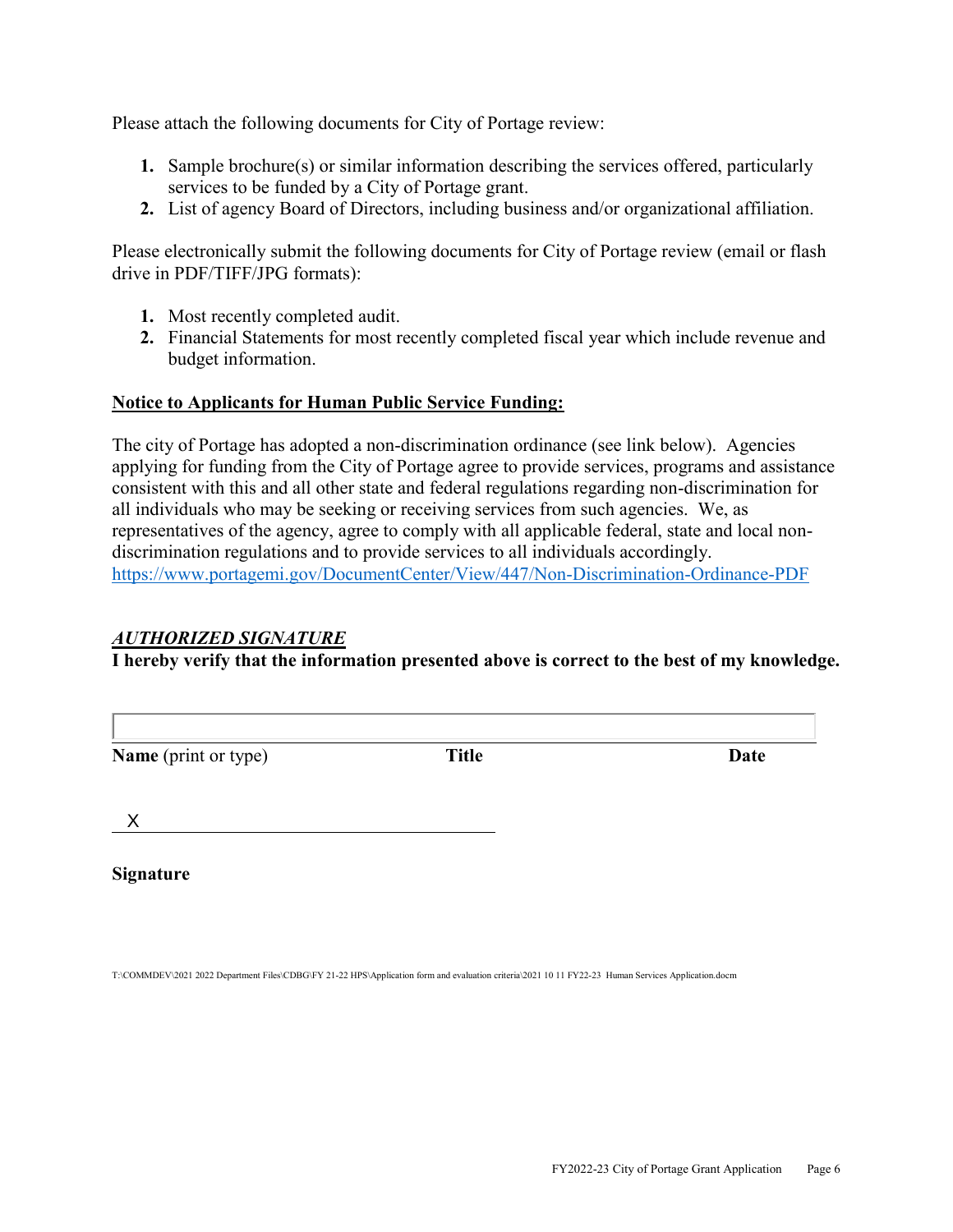Please attach the following documents for City of Portage review:

1. Sample brochure(s) or similar information describing the services offered, particularly services to be funded by a City of Portage grant.
2. List of agency Board of Directors, including business and/or organizational affiliation.

Please electronically submit the following documents for City of Portage review (email or flash drive in PDF/TIFF/JPG formats):

1. Most recently completed audit.
2. Financial Statements for most recently completed fiscal year which include revenue and budget information.

**Notice to Applicants for Human Public Service Funding:**

The city of Portage has adopted a non-discrimination ordinance (see link below). Agencies applying for funding from the City of Portage agree to provide services, programs and assistance consistent with this and all other state and federal regulations regarding non-discrimination for all individuals who may be seeking or receiving services from such agencies. We, as representatives of the agency, agree to comply with all applicable federal, state and local non-discrimination regulations and to provide services to all individuals accordingly.
https://www.portagemi.gov/DocumentCenter/View/447/Non-Discrimination-Ordinance-PDF

***AUTHORIZED SIGNATURE***

**I hereby verify that the information presented above is correct to the best of my knowledge.**

**Name** (print or type) **Title** **Date**

X

**Signature**

T:\COMMDEV\2021 2022 Department Files\CDBG\FY 21-22 HPS\Application form and evaluation criteria\2021 10 11 FY22-23 Human Services Application.docm